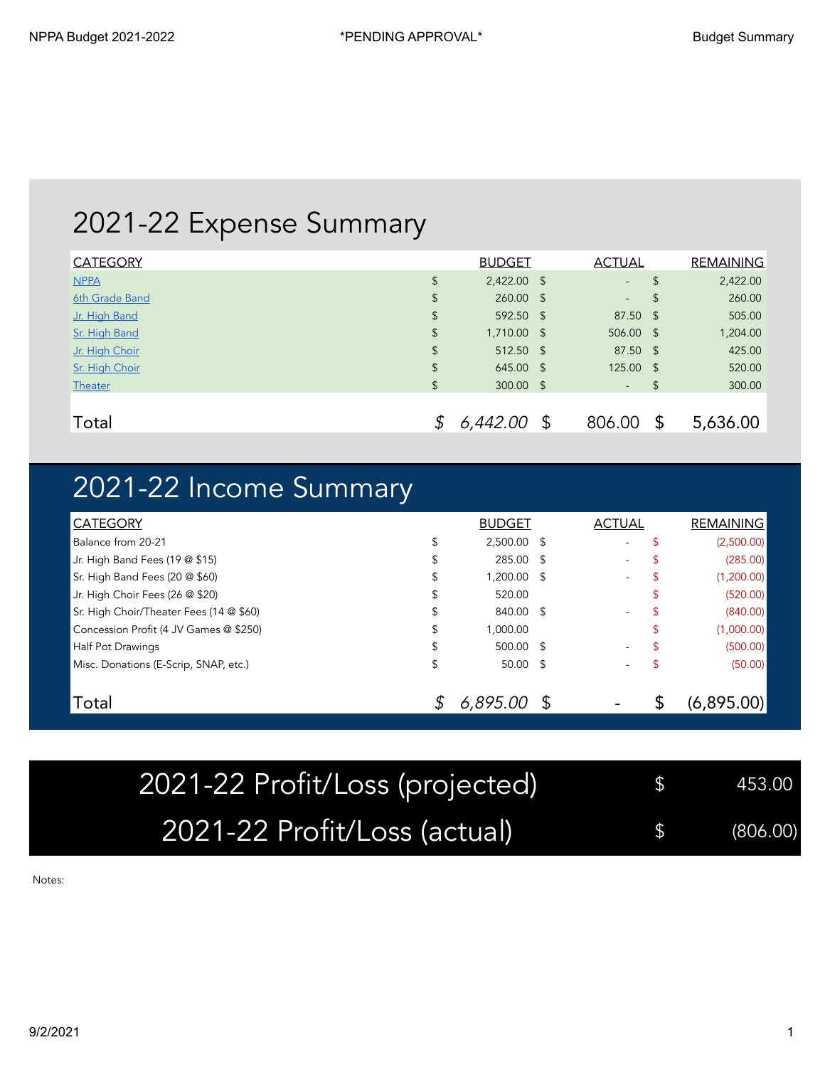## 2021-22 Expense Summary

| CATEGORY | BUDGET | ACTUAL | REMAINING |
|---|---|---|---|
| NPPA | $ 2,422.00 | $ - | $ 2,422.00 |
| 6th Grade Band | $ 260.00 | $ - | $ 260.00 |
| Jr. High Band | $ 592.50 | $ 87.50 | $ 505.00 |
| Sr. High Band | $ 1,710.00 | $ 506.00 | $ 1,204.00 |
| Jr. High Choir | $ 512.50 | $ 87.50 | $ 425.00 |
| Sr. High Choir | $ 645.00 | $ 125.00 | $ 520.00 |
| Theater | $ 300.00 | $ - | $ 300.00 |
| **Total** | *$ 6,442.00* | $ 806.00 | $ 5,636.00 |

## 2021-22 Income Summary

| CATEGORY | BUDGET | ACTUAL | REMAINING |
|---|---|---|---|
| Balance from 20-21 | $ 2,500.00 | $ - | $ (2,500.00) |
| Jr. High Band Fees (19 @ $15) | $ 285.00 | $ - | $ (285.00) |
| Sr. High Band Fees (20 @ $60) | $ 1,200.00 | $ - | $ (1,200.00) |
| Jr. High Choir Fees (26 @ $20) | $ 520.00 | | $ (520.00) |
| Sr. High Choir/Theater Fees (14 @ $60) | $ 840.00 | $ - | $ (840.00) |
| Concession Profit (4 JV Games @ $250) | $ 1,000.00 | | $ (1,000.00) |
| Half Pot Drawings | $ 500.00 | $ - | $ (500.00) |
| Misc. Donations (E-Scrip, SNAP, etc.) | $ 50.00 | $ - | $ (50.00) |
| **Total** | *$ 6,895.00* | $ - | $ (6,895.00) |

| | |
|---|---|
| 2021-22 Profit/Loss (projected) | $ 453.00 |
| 2021-22 Profit/Loss (actual) | $ (806.00) |

Notes: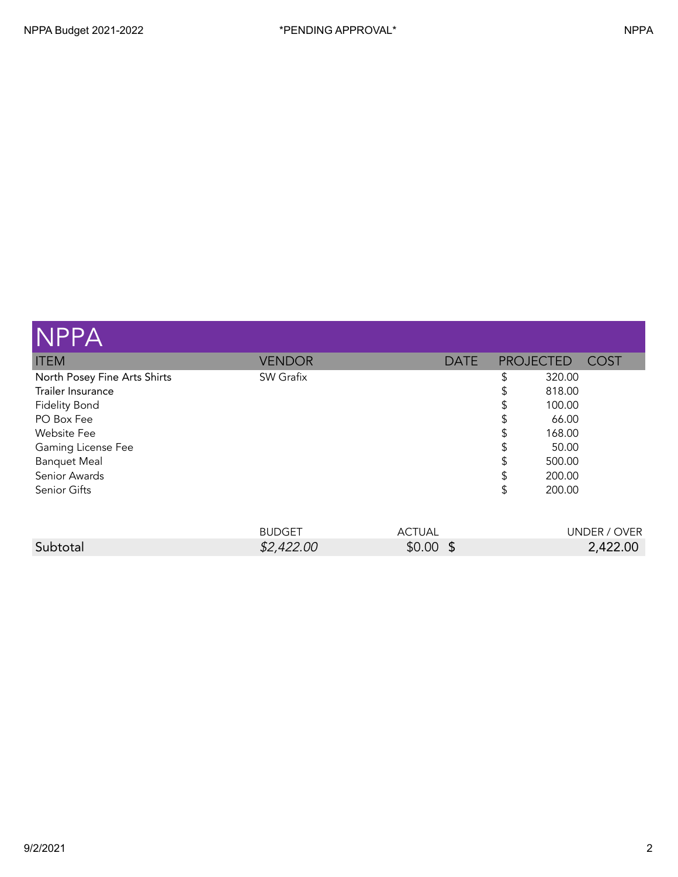# NPPA

| ITEM | VENDOR | DATE | PROJECTED | COST |
|---|---|---|---|---|
| North Posey Fine Arts Shirts | SW Grafix | | $ 320.00 | |
| Trailer Insurance | | | $ 818.00 | |
| Fidelity Bond | | | $ 100.00 | |
| PO Box Fee | | | $ 66.00 | |
| Website Fee | | | $ 168.00 | |
| Gaming License Fee | | | $ 50.00 | |
| Banquet Meal | | | $ 500.00 | |
| Senior Awards | | | $ 200.00 | |
| Senior Gifts | | | $ 200.00 | |

| | BUDGET | ACTUAL | UNDER / OVER |
|---|---|---|---|
| Subtotal | *$2,422.00* | $0.00 | $ 2,422.00 |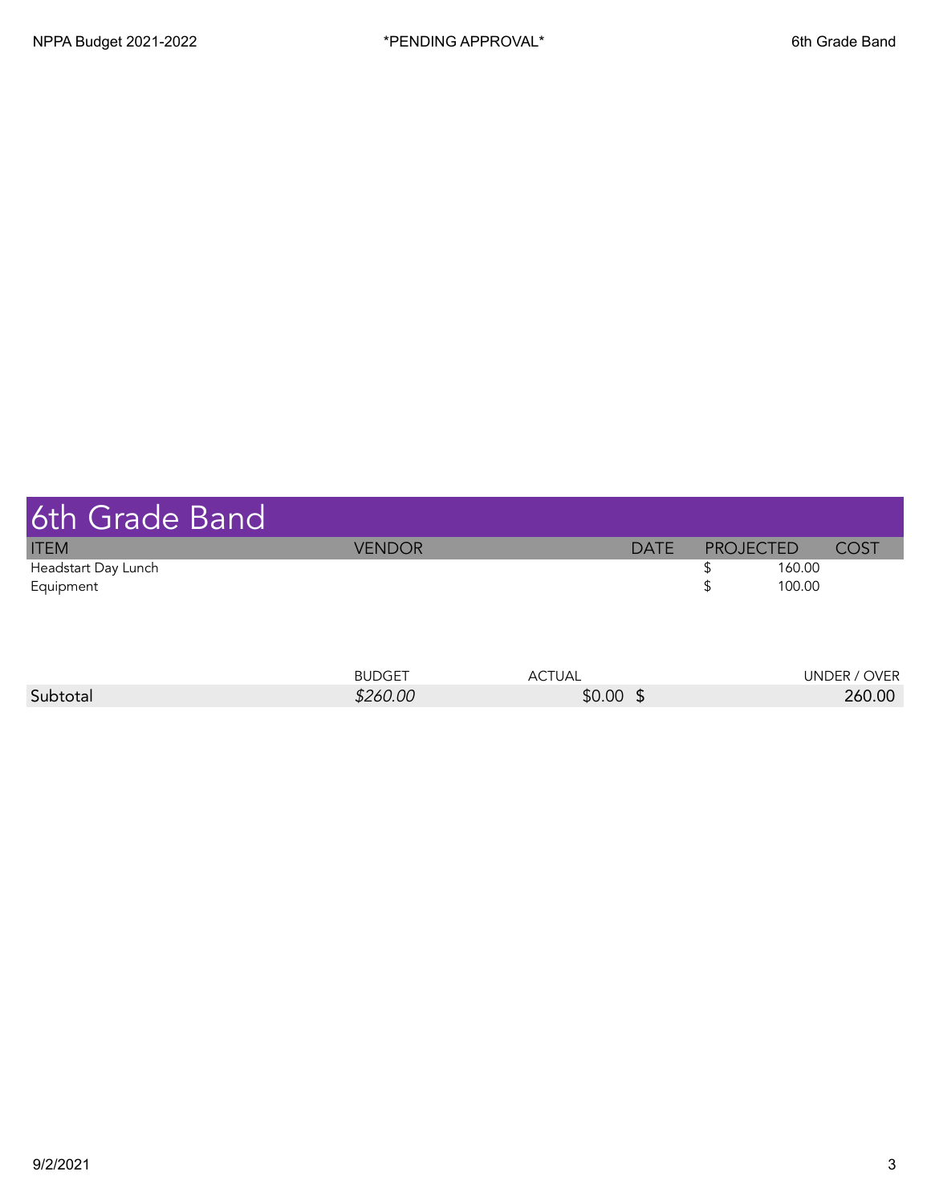## 6th Grade Band

| ITEM | VENDOR | DATE | PROJECTED | COST |
|---|---|---|---|---|
| Headstart Day Lunch | | | $ 160.00 | |
| Equipment | | | $ 100.00 | |

| | BUDGET | ACTUAL | UNDER / OVER |
|---|---|---|---|
| Subtotal | *$260.00* | $0.00 | $ 260.00 |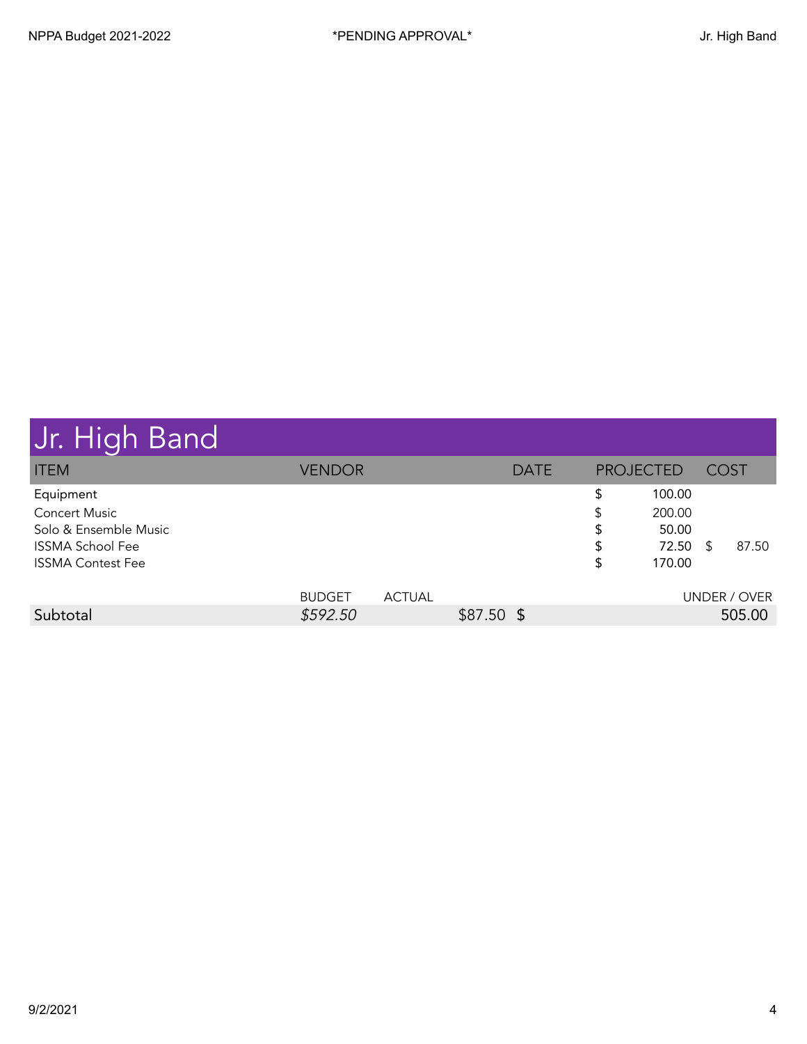## Jr. High Band

| ITEM | VENDOR | DATE | PROJECTED | COST |
| --- | --- | --- | --- | --- |
| Equipment | | | $ 100.00 | |
| Concert Music | | | $ 200.00 | |
| Solo & Ensemble Music | | | $ 50.00 | |
| ISSMA School Fee | | | $ 72.50 | $ 87.50 |
| ISSMA Contest Fee | | | $ 170.00 | |

| | BUDGET | ACTUAL | UNDER / OVER |
| --- | --- | --- | --- |
| Subtotal | *$592.50* | $87.50 | $ 505.00 |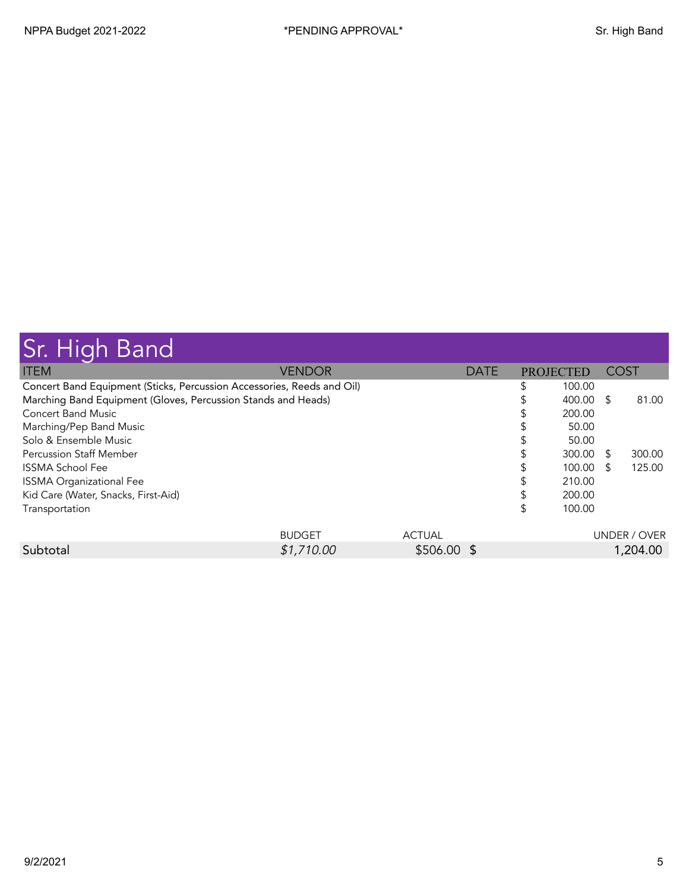## Sr. High Band

| ITEM | VENDOR | DATE | PROJECTED | COST |
|---|---|---|---|---|
| Concert Band Equipment (Sticks, Percussion Accessories, Reeds and Oil) | | | $ 100.00 | |
| Marching Band Equipment (Gloves, Percussion Stands and Heads) | | | $ 400.00 | $ 81.00 |
| Concert Band Music | | | $ 200.00 | |
| Marching/Pep Band Music | | | $ 50.00 | |
| Solo & Ensemble Music | | | $ 50.00 | |
| Percussion Staff Member | | | $ 300.00 | $ 300.00 |
| ISSMA School Fee | | | $ 100.00 | $ 125.00 |
| ISSMA Organizational Fee | | | $ 210.00 | |
| Kid Care (Water, Snacks, First-Aid) | | | $ 200.00 | |
| Transportation | | | $ 100.00 | |

| | BUDGET | ACTUAL | UNDER / OVER |
|---|---|---|---|
| Subtotal | *$1,710.00* | $506.00 | $ 1,204.00 |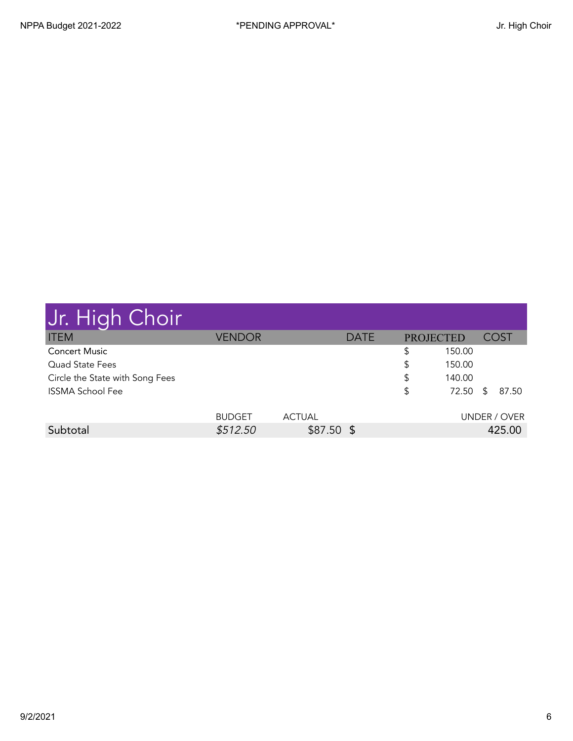## Jr. High Choir

| ITEM | VENDOR | DATE | PROJECTED | COST |
| --- | --- | --- | --- | --- |
| Concert Music | | | $ 150.00 | |
| Quad State Fees | | | $ 150.00 | |
| Circle the State with Song Fees | | | $ 140.00 | |
| ISSMA School Fee | | | $ 72.50 | $ 87.50 |

| | BUDGET | ACTUAL | UNDER / OVER |
| --- | --- | --- | --- |
| Subtotal | *$512.50* | $87.50 | $ 425.00 |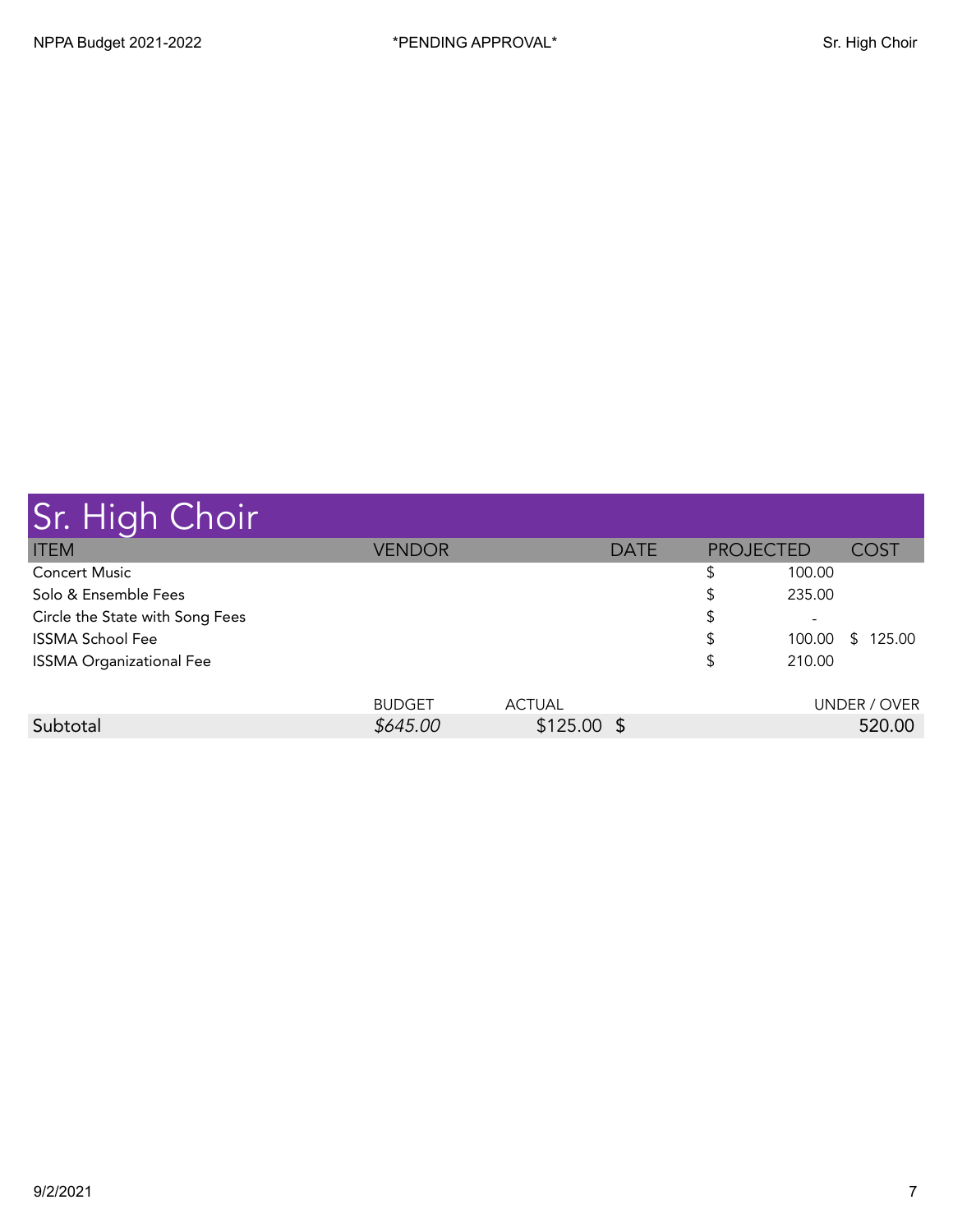## Sr. High Choir

| ITEM | VENDOR | DATE | PROJECTED | COST |
|---|---|---|---|---|
| Concert Music | | | $ 100.00 | |
| Solo & Ensemble Fees | | | $ 235.00 | |
| Circle the State with Song Fees | | | $ - | |
| ISSMA School Fee | | | $ 100.00 | $ 125.00 |
| ISSMA Organizational Fee | | | $ 210.00 | |

| | BUDGET | ACTUAL | UNDER / OVER |
|---|---|---|---|
| Subtotal | *$645.00* | $125.00 | $ 520.00 |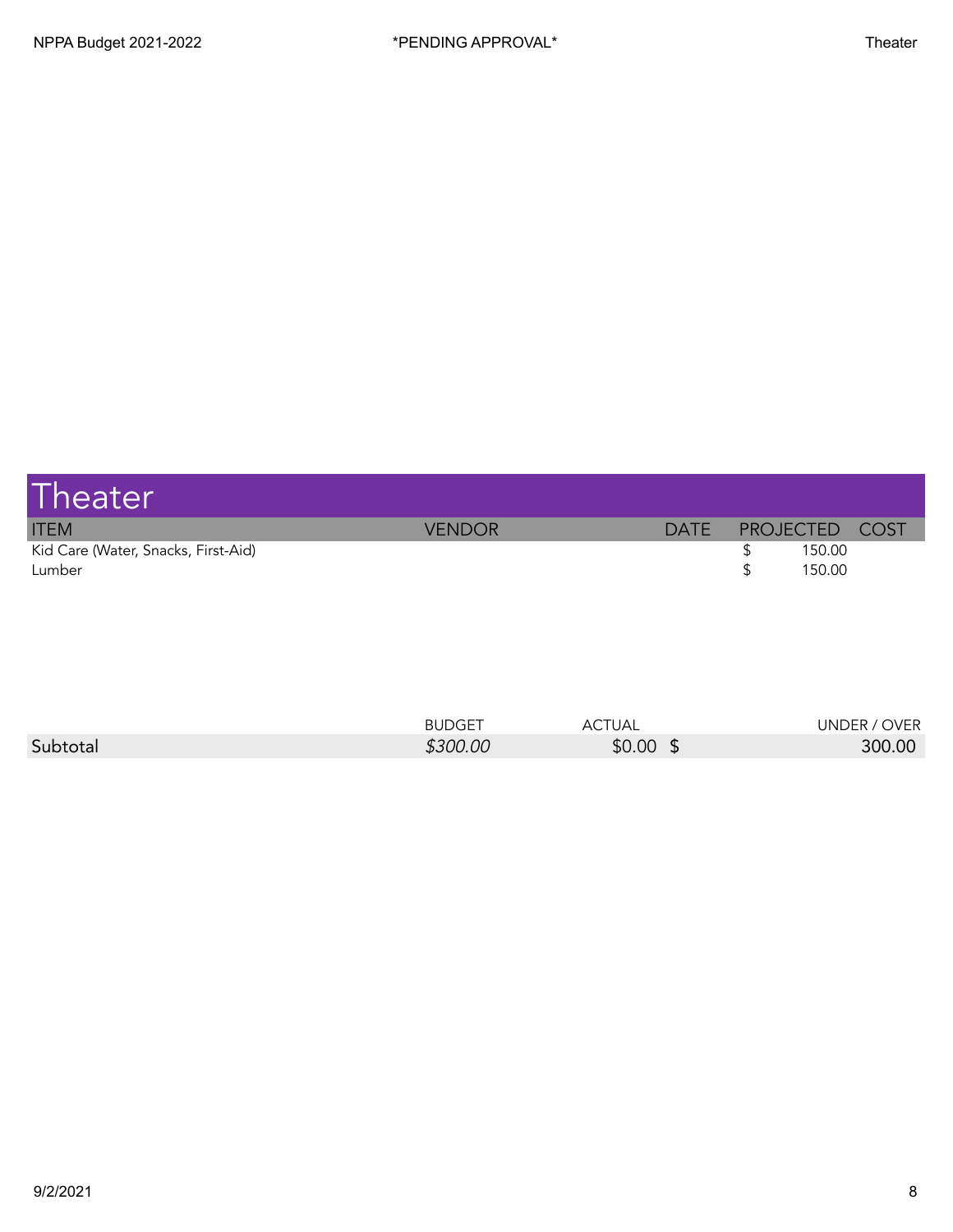# Theater

| ITEM | VENDOR | DATE | PROJECTED COST |
| --- | --- | --- | --- |
| Kid Care (Water, Snacks, First-Aid) | | | $ 150.00 |
| Lumber | | | $ 150.00 |

| | BUDGET | ACTUAL | UNDER / OVER |
| --- | --- | --- | --- |
| Subtotal | *$300.00* | $0.00 | $ 300.00 |